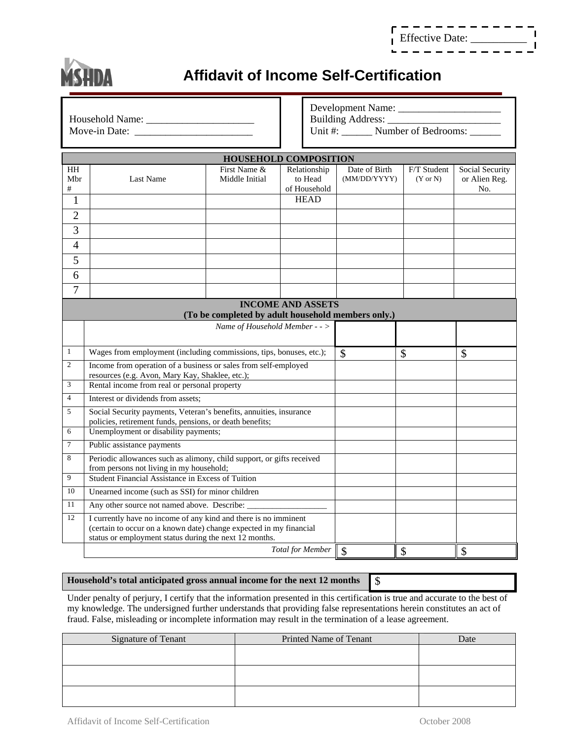Effective Date: __________

MSHDA

# Affidavit of Income Self-Certification

Household Name: _____________________
Move-in Date: _______________________

Development Name: ___________________
Building Address: _____________________
Unit #: ______ Number of Bedrooms: ______

| HOUSEHOLD COMPOSITION | | | | | | |
|---|---|---|---|---|---|---|
| HH Mbr # | Last Name | First Name & Middle Initial | Relationship to Head of Household | Date of Birth (MM/DD/YYYY) | F/T Student (Y or N) | Social Security or Alien Reg. No. |
| 1 | | | HEAD | | | |
| 2 | | | | | | |
| 3 | | | | | | |
| 4 | | | | | | |
| 5 | | | | | | |
| 6 | | | | | | |
| 7 | | | | | | |

| INCOME AND ASSETS (To be completed by adult household members only.) | | | | |
|---|---|---|---|---|
| | *Name of Household Member - - >* | | | |
| 1 | Wages from employment (including commissions, tips, bonuses, etc.); | $ | $ | $ |
| 2 | Income from operation of a business or sales from self-employed resources (e.g. Avon, Mary Kay, Shaklee, etc.); | | | |
| 3 | Rental income from real or personal property | | | |
| 4 | Interest or dividends from assets; | | | |
| 5 | Social Security payments, Veteran's benefits, annuities, insurance policies, retirement funds, pensions, or death benefits; | | | |
| 6 | Unemployment or disability payments; | | | |
| 7 | Public assistance payments | | | |
| 8 | Periodic allowances such as alimony, child support, or gifts received from persons not living in my household; | | | |
| 9 | Student Financial Assistance in Excess of Tuition | | | |
| 10 | Unearned income (such as SSI) for minor children | | | |
| 11 | Any other source not named above. Describe: __________________ | | | |
| 12 | I currently have no income of any kind and there is no imminent (certain to occur on a known date) change expected in my financial status or employment status during the next 12 months. | | | |
| | *Total for Member* | $ | $ | $ |

| **Household's total anticipated gross annual income for the next 12 months** | $ |
|---|---|

Under penalty of perjury, I certify that the information presented in this certification is true and accurate to the best of my knowledge. The undersigned further understands that providing false representations herein constitutes an act of fraud. False, misleading or incomplete information may result in the termination of a lease agreement.

| Signature of Tenant | Printed Name of Tenant | Date |
|---|---|---|
| | | |
| | | |
| | | |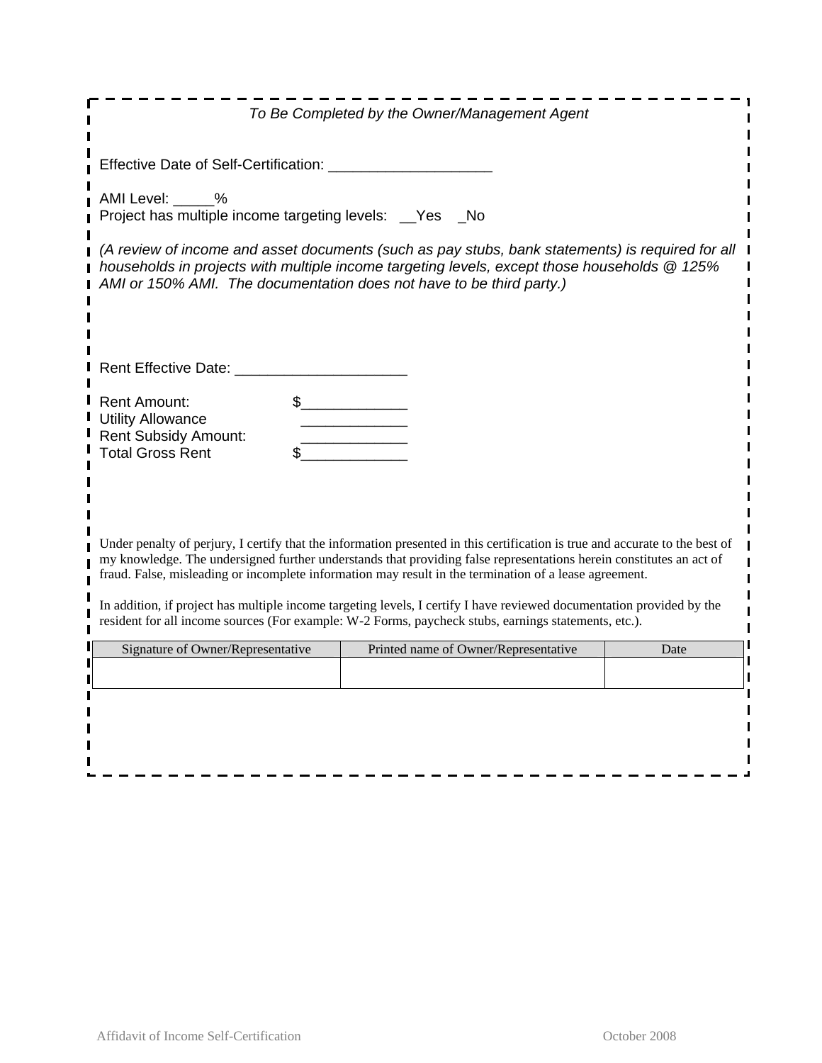*To Be Completed by the Owner/Management Agent*

Effective Date of Self-Certification: ____________________

AMI Level: _____%
Project has multiple income targeting levels: __Yes _No

*(A review of income and asset documents (such as pay stubs, bank statements) is required for all households in projects with multiple income targeting levels, except those households @ 125% AMI or 150% AMI. The documentation does not have to be third party.)*

Rent Effective Date: _____________________

Rent Amount: $_____________
Utility Allowance _____________
Rent Subsidy Amount: _____________
Total Gross Rent $_____________

Under penalty of perjury, I certify that the information presented in this certification is true and accurate to the best of my knowledge. The undersigned further understands that providing false representations herein constitutes an act of fraud. False, misleading or incomplete information may result in the termination of a lease agreement.

In addition, if project has multiple income targeting levels, I certify I have reviewed documentation provided by the resident for all income sources (For example: W-2 Forms, paycheck stubs, earnings statements, etc.).

| Signature of Owner/Representative | Printed name of Owner/Representative | Date |
|---|---|---|
| | | |

Affidavit of Income Self-Certification October 2008